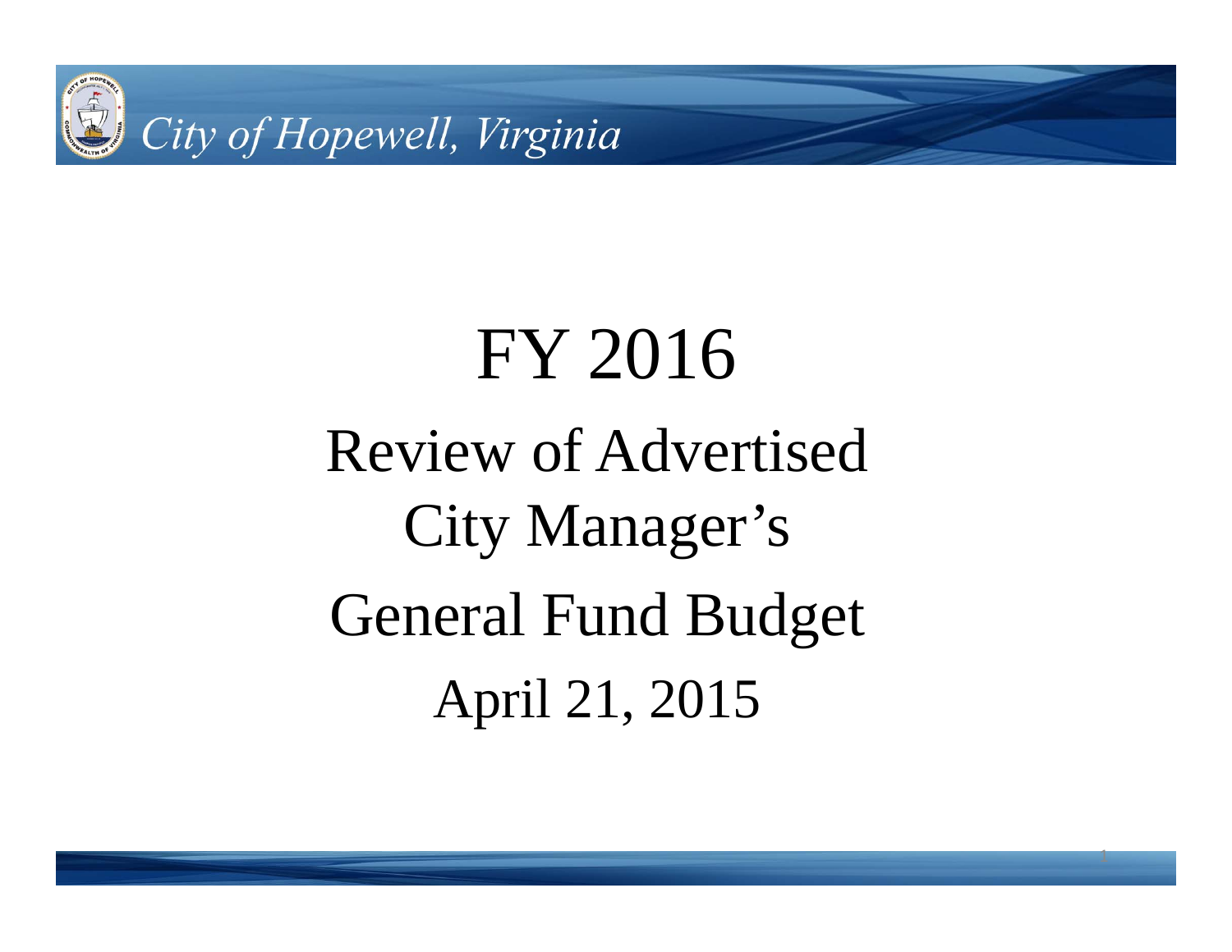City of Hopewell, Virginia

# FY 2016

## Review of Advertised City Manager's General Fund Budget

April 21, 2015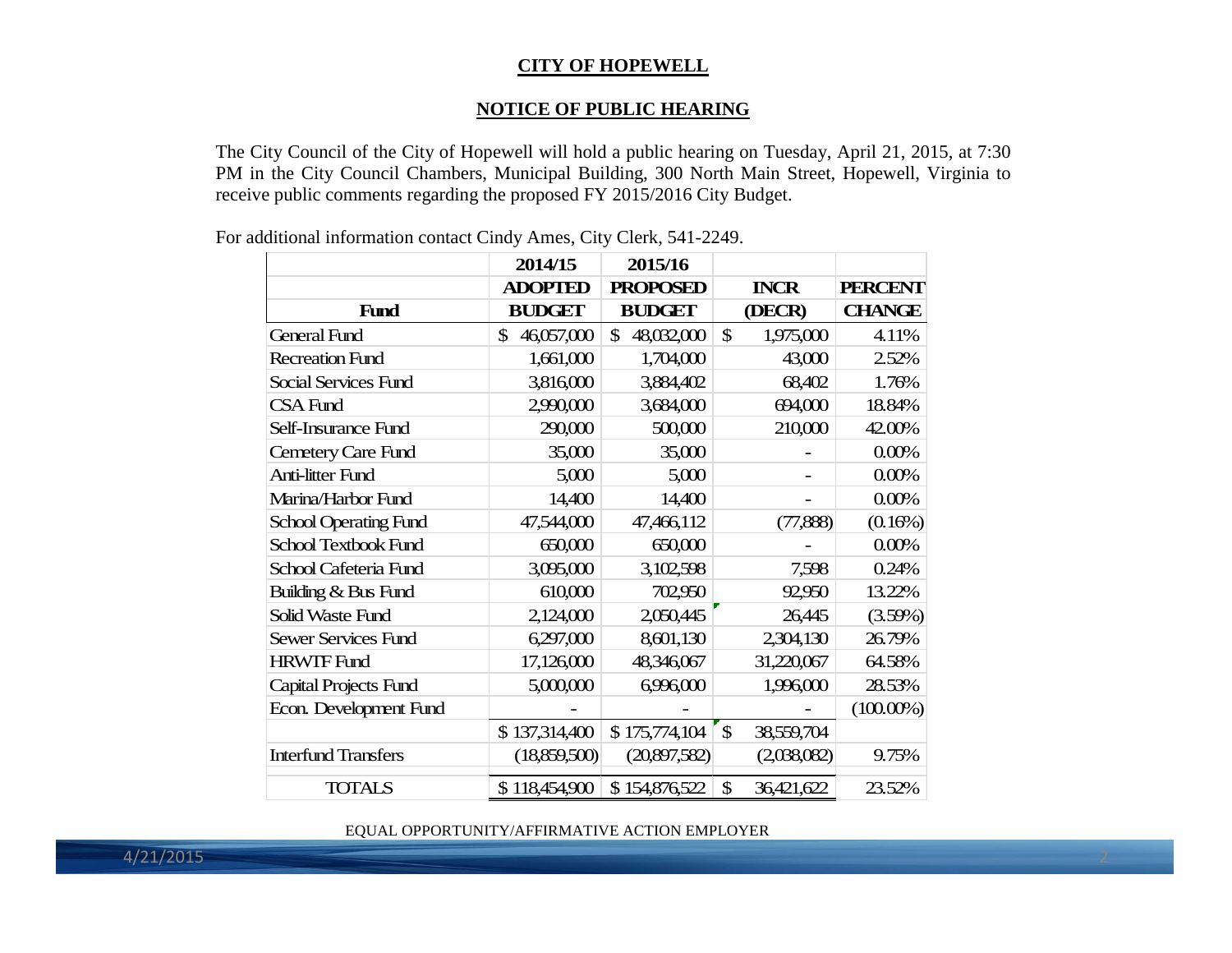**CITY OF HOPEWELL**

**NOTICE OF PUBLIC HEARING**

The City Council of the City of Hopewell will hold a public hearing on Tuesday, April 21, 2015, at 7:30 PM in the City Council Chambers, Municipal Building, 300 North Main Street, Hopewell, Virginia to receive public comments regarding the proposed FY 2015/2016 City Budget.

For additional information contact Cindy Ames, City Clerk, 541-2249.

| Fund | 2014/15 ADOPTED BUDGET | 2015/16 PROPOSED BUDGET | INCR (DECR) | PERCENT CHANGE |
|---|---|---|---|---|
| General Fund | $ 46,057,000 | $ 48,032,000 | $ 1,975,000 | 4.11% |
| Recreation Fund | 1,661,000 | 1,704,000 | 43,000 | 2.52% |
| Social Services Fund | 3,816,000 | 3,884,402 | 68,402 | 1.76% |
| CSA Fund | 2,990,000 | 3,684,000 | 694,000 | 18.84% |
| Self-Insurance Fund | 290,000 | 500,000 | 210,000 | 42.00% |
| Cemetery Care Fund | 35,000 | 35,000 | - | 0.00% |
| Anti-litter Fund | 5,000 | 5,000 | - | 0.00% |
| Marina/Harbor Fund | 14,400 | 14,400 | - | 0.00% |
| School Operating Fund | 47,544,000 | 47,466,112 | (77,888) | (0.16%) |
| School Textbook Fund | 650,000 | 650,000 | - | 0.00% |
| School Cafeteria Fund | 3,095,000 | 3,102,598 | 7,598 | 0.24% |
| Building & Bus Fund | 610,000 | 702,950 | 92,950 | 13.22% |
| Solid Waste Fund | 2,124,000 | 2,050,445 | 26,445 | (3.59%) |
| Sewer Services Fund | 6,297,000 | 8,601,130 | 2,304,130 | 26.79% |
| HRWTF Fund | 17,126,000 | 48,346,067 | 31,220,067 | 64.58% |
| Capital Projects Fund | 5,000,000 | 6,996,000 | 1,996,000 | 28.53% |
| Econ. Development Fund | - | - | - | (100.00%) |
| | $ 137,314,400 | $ 175,774,104 | $ 38,559,704 | |
| Interfund Transfers | (18,859,500) | (20,897,582) | (2,038,082) | 9.75% |
| TOTALS | $ 118,454,900 | $ 154,876,522 | $ 36,421,622 | 23.52% |

EQUAL OPPORTUNITY/AFFIRMATIVE ACTION EMPLOYER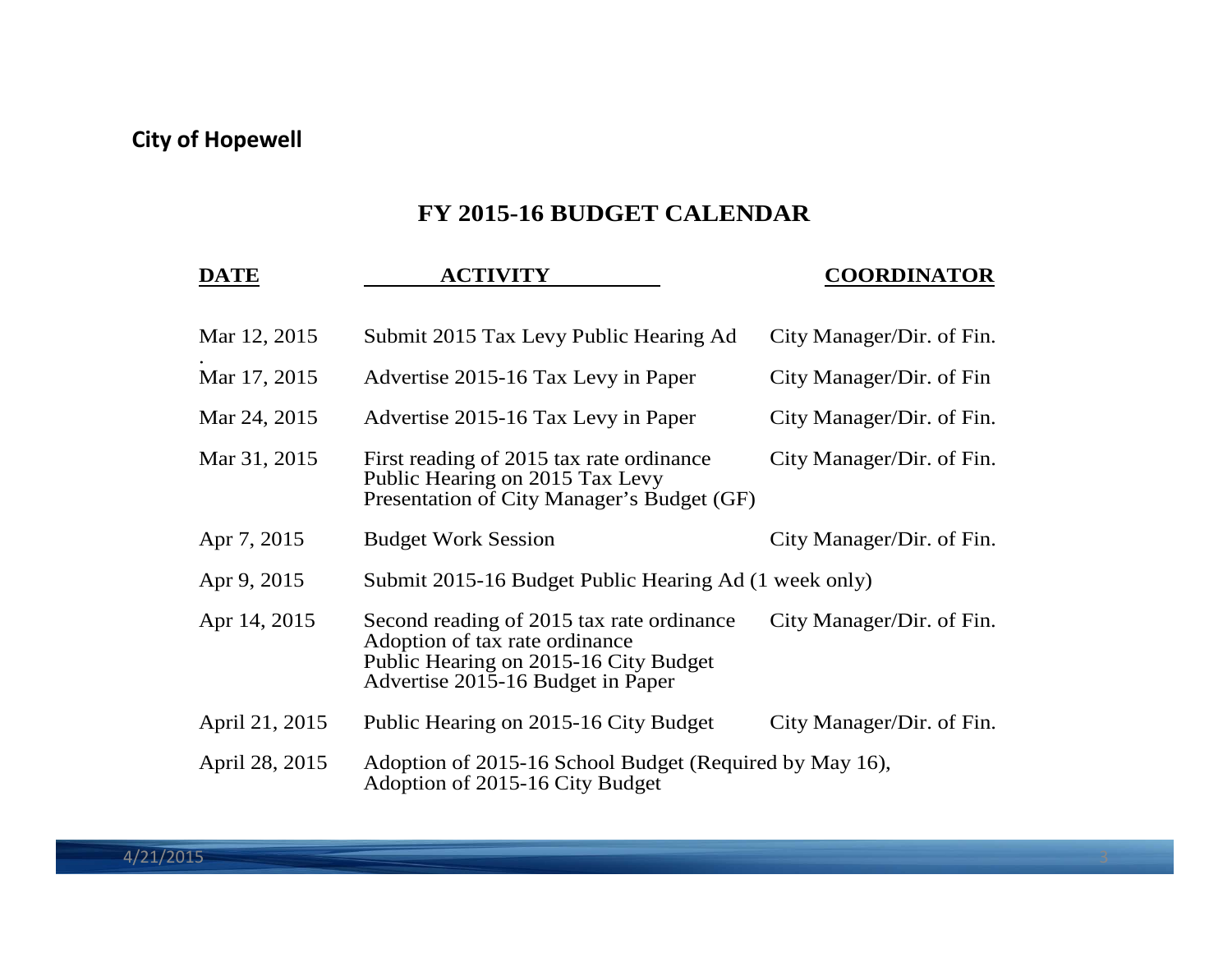**City of Hopewell**

# FY 2015-16 BUDGET CALENDAR

| DATE | ACTIVITY | COORDINATOR |
|---|---|---|
| Mar 12, 2015 | Submit 2015 Tax Levy Public Hearing Ad | City Manager/Dir. of Fin. |
| Mar 17, 2015 | Advertise 2015-16 Tax Levy in Paper | City Manager/Dir. of Fin |
| Mar 24, 2015 | Advertise 2015-16 Tax Levy in Paper | City Manager/Dir. of Fin. |
| Mar 31, 2015 | First reading of 2015 tax rate ordinance<br>Public Hearing on 2015 Tax Levy<br>Presentation of City Manager's Budget (GF) | City Manager/Dir. of Fin. |
| Apr 7, 2015 | Budget Work Session | City Manager/Dir. of Fin. |
| Apr 9, 2015 | Submit 2015-16 Budget Public Hearing Ad (1 week only) | |
| Apr 14, 2015 | Second reading of 2015 tax rate ordinance<br>Adoption of tax rate ordinance<br>Public Hearing on 2015-16 City Budget<br>Advertise 2015-16 Budget in Paper | City Manager/Dir. of Fin. |
| April 21, 2015 | Public Hearing on 2015-16 City Budget | City Manager/Dir. of Fin. |
| April 28, 2015 | Adoption of 2015-16 School Budget (Required by May 16),<br>Adoption of 2015-16 City Budget | |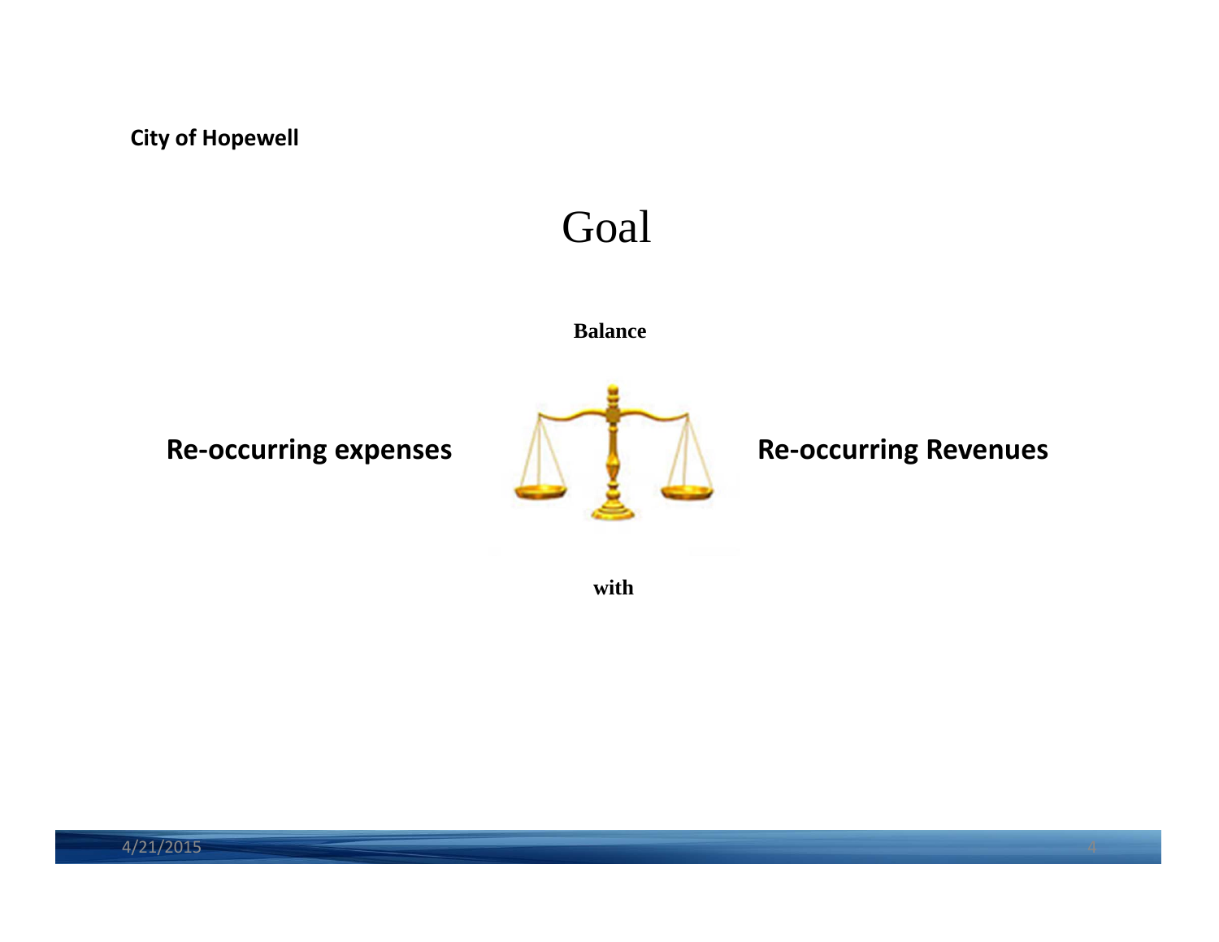**City of Hopewell**

# Goal

**Balance**

**Re-occurring expenses** **Re-occurring Revenues**

**with**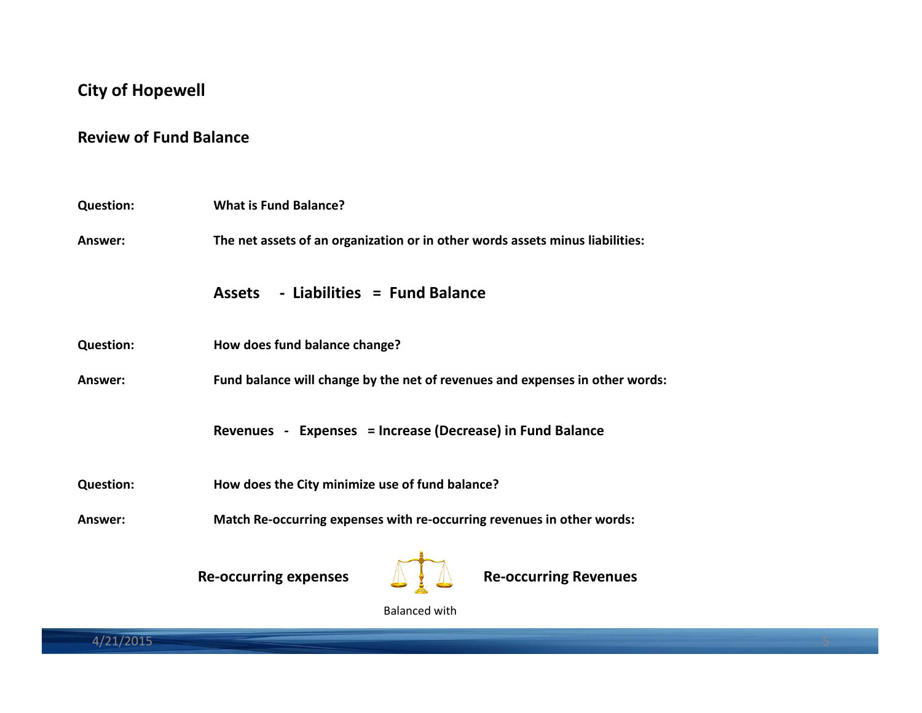# City of Hopewell

## Review of Fund Balance

**Question:** **What is Fund Balance?**

**Answer:** **The net assets of an organization or in other words assets minus liabilities:**

**Assets - Liabilities = Fund Balance**

**Question:** **How does fund balance change?**

**Answer:** **Fund balance will change by the net of revenues and expenses in other words:**

**Revenues - Expenses = Increase (Decrease) in Fund Balance**

**Question:** **How does the City minimize use of fund balance?**

**Answer:** **Match Re-occurring expenses with re-occurring revenues in other words:**

**Re-occurring expenses** — Balanced with — **Re-occurring Revenues**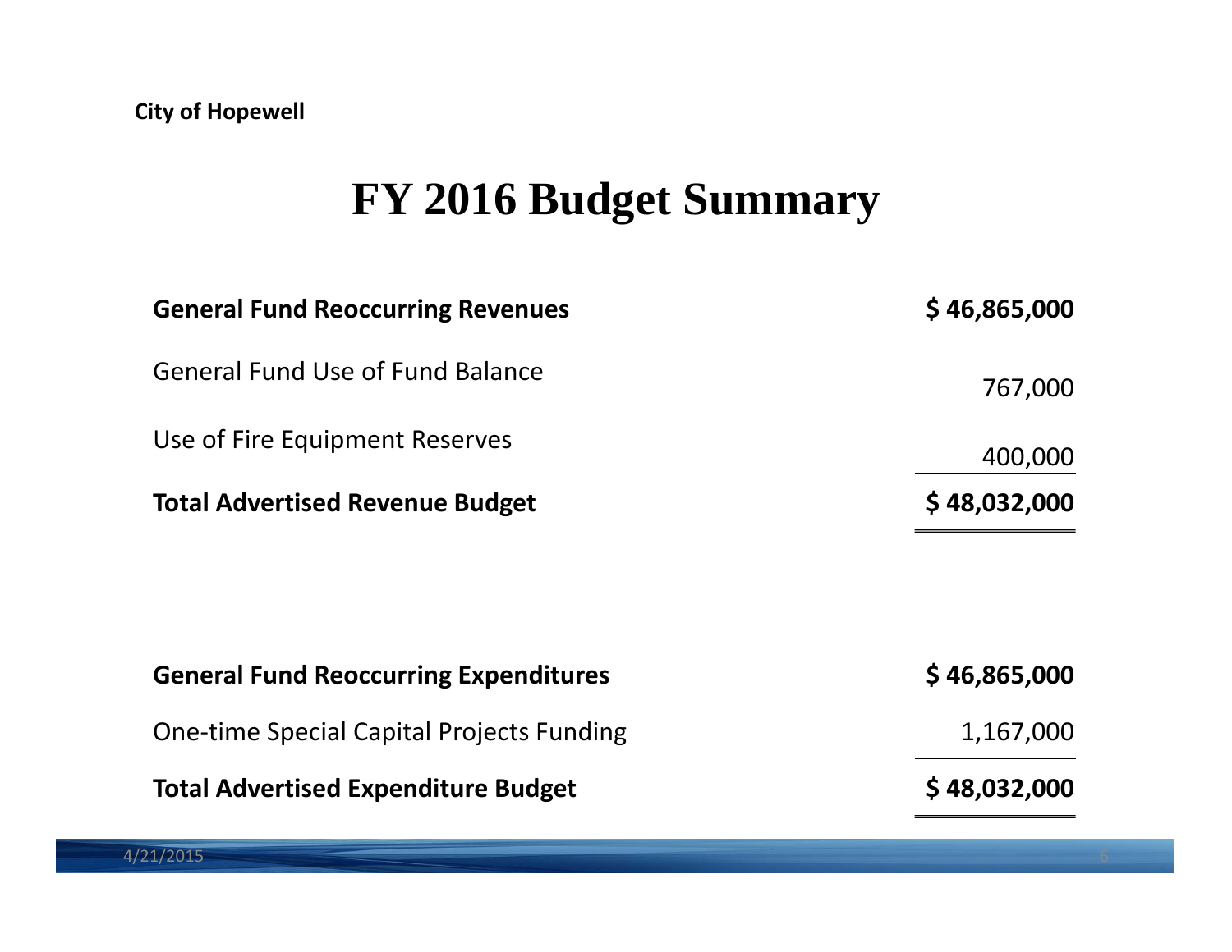City of Hopewell

# FY 2016 Budget Summary

| | |
|---|---:|
| **General Fund Reoccurring Revenues** | **$ 46,865,000** |
| General Fund Use of Fund Balance | 767,000 |
| Use of Fire Equipment Reserves | 400,000 |
| **Total Advertised Revenue Budget** | **$ 48,032,000** |

| | |
|---|---:|
| **General Fund Reoccurring Expenditures** | **$ 46,865,000** |
| One-time Special Capital Projects Funding | 1,167,000 |
| **Total Advertised Expenditure Budget** | **$ 48,032,000** |

4/21/2015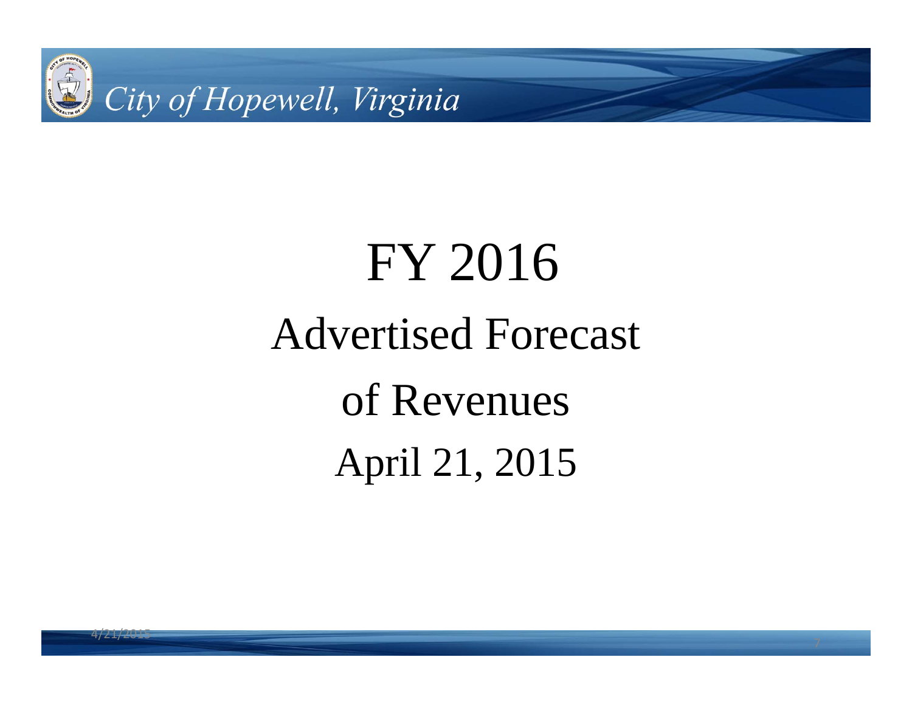# FY 2016

## Advertised Forecast

## of Revenues

## April 21, 2015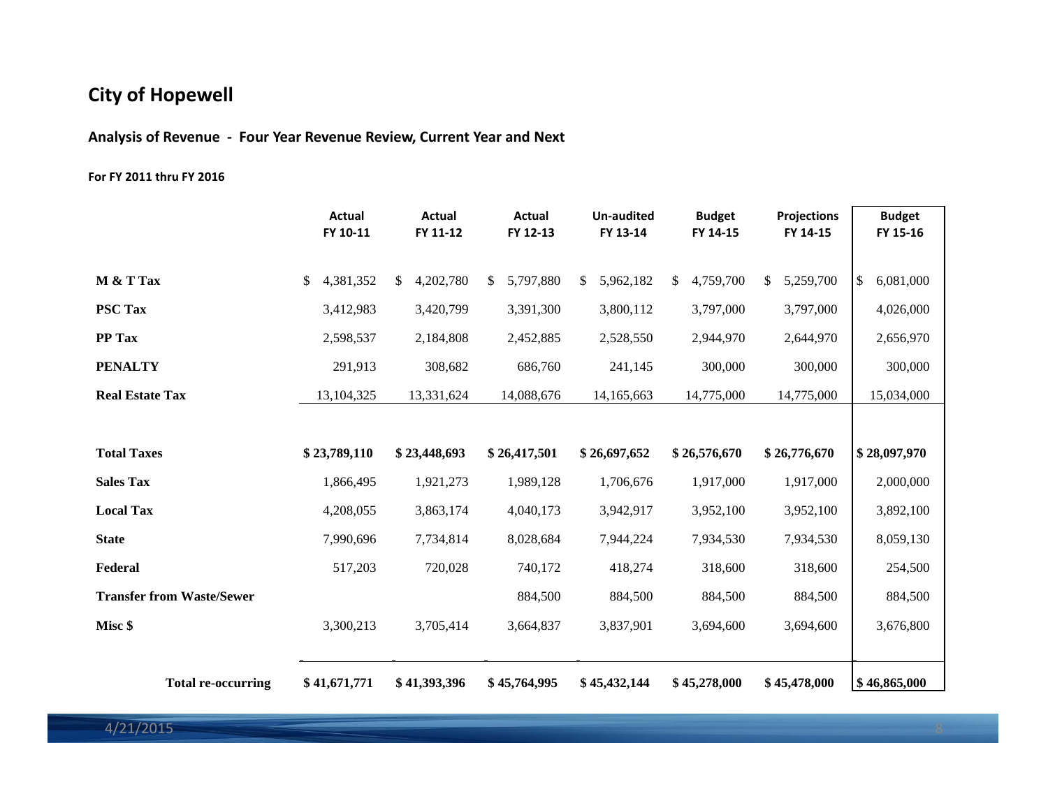## City of Hopewell

### Analysis of Revenue - Four Year Revenue Review, Current Year and Next

**For FY 2011 thru FY 2016**

| | Actual FY 10-11 | Actual FY 11-12 | Actual FY 12-13 | Un-audited FY 13-14 | Budget FY 14-15 | Projections FY 14-15 | Budget FY 15-16 |
|---|---|---|---|---|---|---|---|
| **M & T Tax** | $ 4,381,352 | $ 4,202,780 | $ 5,797,880 | $ 5,962,182 | $ 4,759,700 | $ 5,259,700 | $ 6,081,000 |
| **PSC Tax** | 3,412,983 | 3,420,799 | 3,391,300 | 3,800,112 | 3,797,000 | 3,797,000 | 4,026,000 |
| **PP Tax** | 2,598,537 | 2,184,808 | 2,452,885 | 2,528,550 | 2,944,970 | 2,644,970 | 2,656,970 |
| **PENALTY** | 291,913 | 308,682 | 686,760 | 241,145 | 300,000 | 300,000 | 300,000 |
| **Real Estate Tax** | 13,104,325 | 13,331,624 | 14,088,676 | 14,165,663 | 14,775,000 | 14,775,000 | 15,034,000 |
| **Total Taxes** | **$ 23,789,110** | **$ 23,448,693** | **$ 26,417,501** | **$ 26,697,652** | **$ 26,576,670** | **$ 26,776,670** | **$ 28,097,970** |
| **Sales Tax** | 1,866,495 | 1,921,273 | 1,989,128 | 1,706,676 | 1,917,000 | 1,917,000 | 2,000,000 |
| **Local Tax** | 4,208,055 | 3,863,174 | 4,040,173 | 3,942,917 | 3,952,100 | 3,952,100 | 3,892,100 |
| **State** | 7,990,696 | 7,734,814 | 8,028,684 | 7,944,224 | 7,934,530 | 7,934,530 | 8,059,130 |
| **Federal** | 517,203 | 720,028 | 740,172 | 418,274 | 318,600 | 318,600 | 254,500 |
| **Transfer from Waste/Sewer** | | | 884,500 | 884,500 | 884,500 | 884,500 | 884,500 |
| **Misc $** | 3,300,213 | 3,705,414 | 3,664,837 | 3,837,901 | 3,694,600 | 3,694,600 | 3,676,800 |
| **Total re-occurring** | **$ 41,671,771** | **$ 41,393,396** | **$ 45,764,995** | **$ 45,432,144** | **$ 45,278,000** | **$ 45,478,000** | **$ 46,865,000** |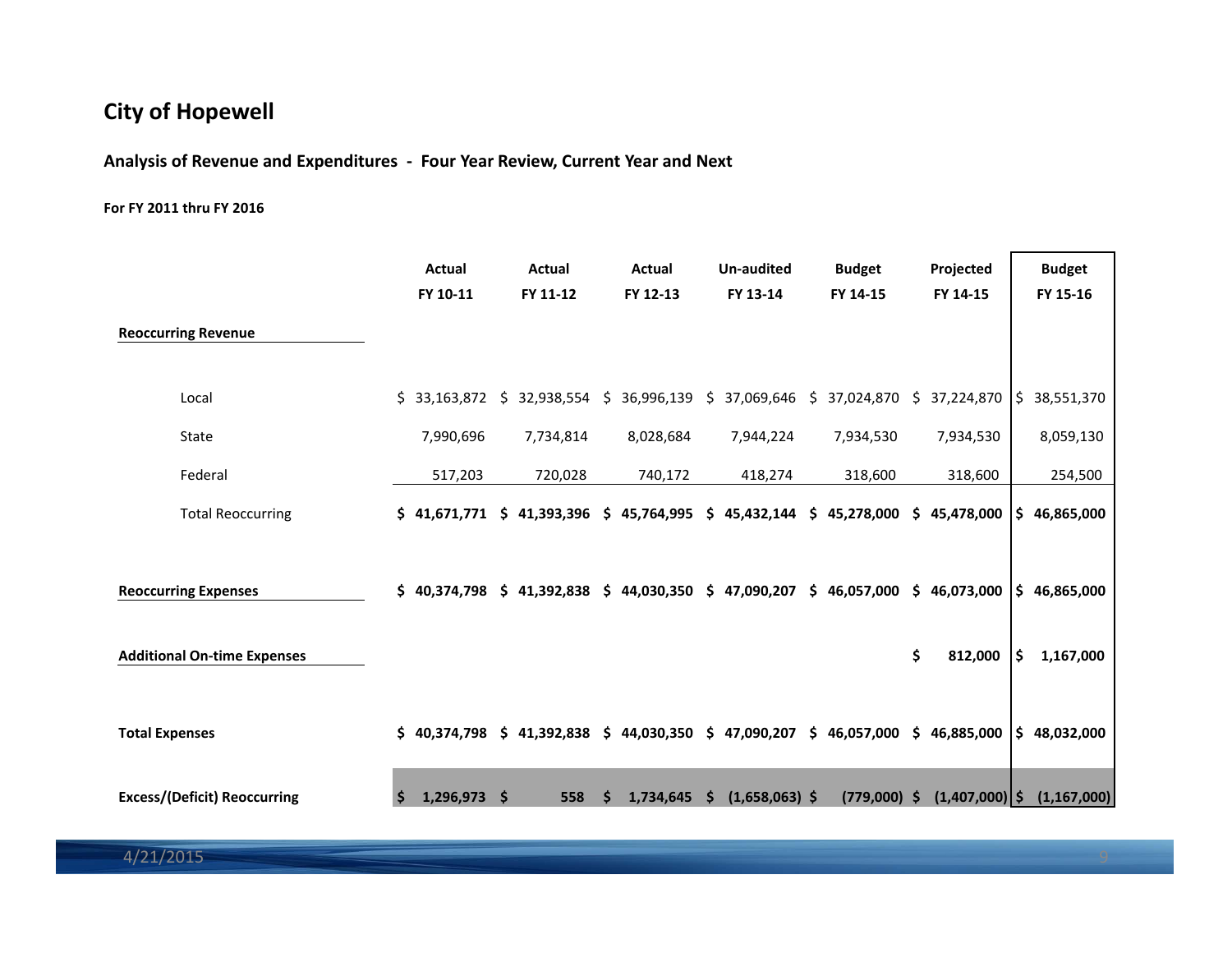# City of Hopewell

## Analysis of Revenue and Expenditures - Four Year Review, Current Year and Next

**For FY 2011 thru FY 2016**

| | Actual FY 10-11 | Actual FY 11-12 | Actual FY 12-13 | Un-audited FY 13-14 | Budget FY 14-15 | Projected FY 14-15 | Budget FY 15-16 |
|---|---|---|---|---|---|---|---|
| **Reoccurring Revenue** | | | | | | | |
| Local | $ 33,163,872 | $ 32,938,554 | $ 36,996,139 | $ 37,069,646 | $ 37,024,870 | $ 37,224,870 | $ 38,551,370 |
| State | 7,990,696 | 7,734,814 | 8,028,684 | 7,944,224 | 7,934,530 | 7,934,530 | 8,059,130 |
| Federal | 517,203 | 720,028 | 740,172 | 418,274 | 318,600 | 318,600 | 254,500 |
| Total Reoccurring | **$ 41,671,771** | **$ 41,393,396** | **$ 45,764,995** | **$ 45,432,144** | **$ 45,278,000** | **$ 45,478,000** | **$ 46,865,000** |
| **Reoccurring Expenses** | **$ 40,374,798** | **$ 41,392,838** | **$ 44,030,350** | **$ 47,090,207** | **$ 46,057,000** | **$ 46,073,000** | **$ 46,865,000** |
| **Additional On-time Expenses** | | | | | | **$ 812,000** | **$ 1,167,000** |
| **Total Expenses** | **$ 40,374,798** | **$ 41,392,838** | **$ 44,030,350** | **$ 47,090,207** | **$ 46,057,000** | **$ 46,885,000** | **$ 48,032,000** |
| **Excess/(Deficit) Reoccurring** | **$ 1,296,973** | **$ 558** | **$ 1,734,645** | **$ (1,658,063)** | **$ (779,000)** | **$ (1,407,000)** | **$ (1,167,000)** |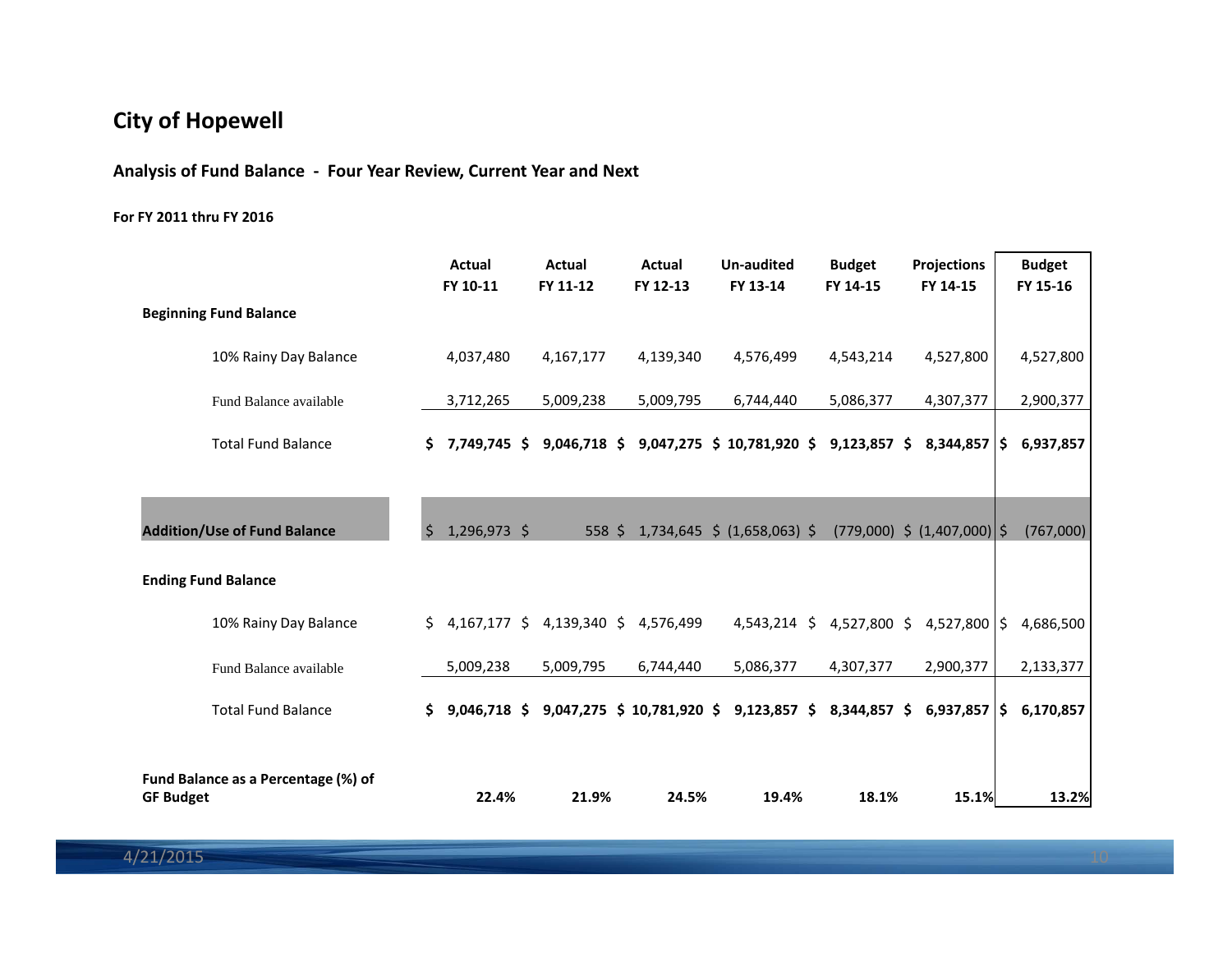## City of Hopewell

### Analysis of Fund Balance - Four Year Review, Current Year and Next

**For FY 2011 thru FY 2016**

| | Actual FY 10-11 | Actual FY 11-12 | Actual FY 12-13 | Un-audited FY 13-14 | Budget FY 14-15 | Projections FY 14-15 | Budget FY 15-16 |
|---|---|---|---|---|---|---|---|
| **Beginning Fund Balance** | | | | | | | |
| 10% Rainy Day Balance | 4,037,480 | 4,167,177 | 4,139,340 | 4,576,499 | 4,543,214 | 4,527,800 | 4,527,800 |
| Fund Balance available | 3,712,265 | 5,009,238 | 5,009,795 | 6,744,440 | 5,086,377 | 4,307,377 | 2,900,377 |
| Total Fund Balance | **$ 7,749,745** | **$ 9,046,718** | **$ 9,047,275** | **$ 10,781,920** | **$ 9,123,857** | **$ 8,344,857** | **$ 6,937,857** |
| **Addition/Use of Fund Balance** | $ 1,296,973 | $ 558 | $ 1,734,645 | $ (1,658,063) | $ (779,000) | $ (1,407,000) | $ (767,000) |
| **Ending Fund Balance** | | | | | | | |
| 10% Rainy Day Balance | $ 4,167,177 | $ 4,139,340 | $ 4,576,499 | 4,543,214 | $ 4,527,800 | $ 4,527,800 | $ 4,686,500 |
| Fund Balance available | 5,009,238 | 5,009,795 | 6,744,440 | 5,086,377 | 4,307,377 | 2,900,377 | 2,133,377 |
| Total Fund Balance | **$ 9,046,718** | **$ 9,047,275** | **$ 10,781,920** | **$ 9,123,857** | **$ 8,344,857** | **$ 6,937,857** | **$ 6,170,857** |
| **Fund Balance as a Percentage (%) of GF Budget** | **22.4%** | **21.9%** | **24.5%** | **19.4%** | **18.1%** | **15.1%** | **13.2%** |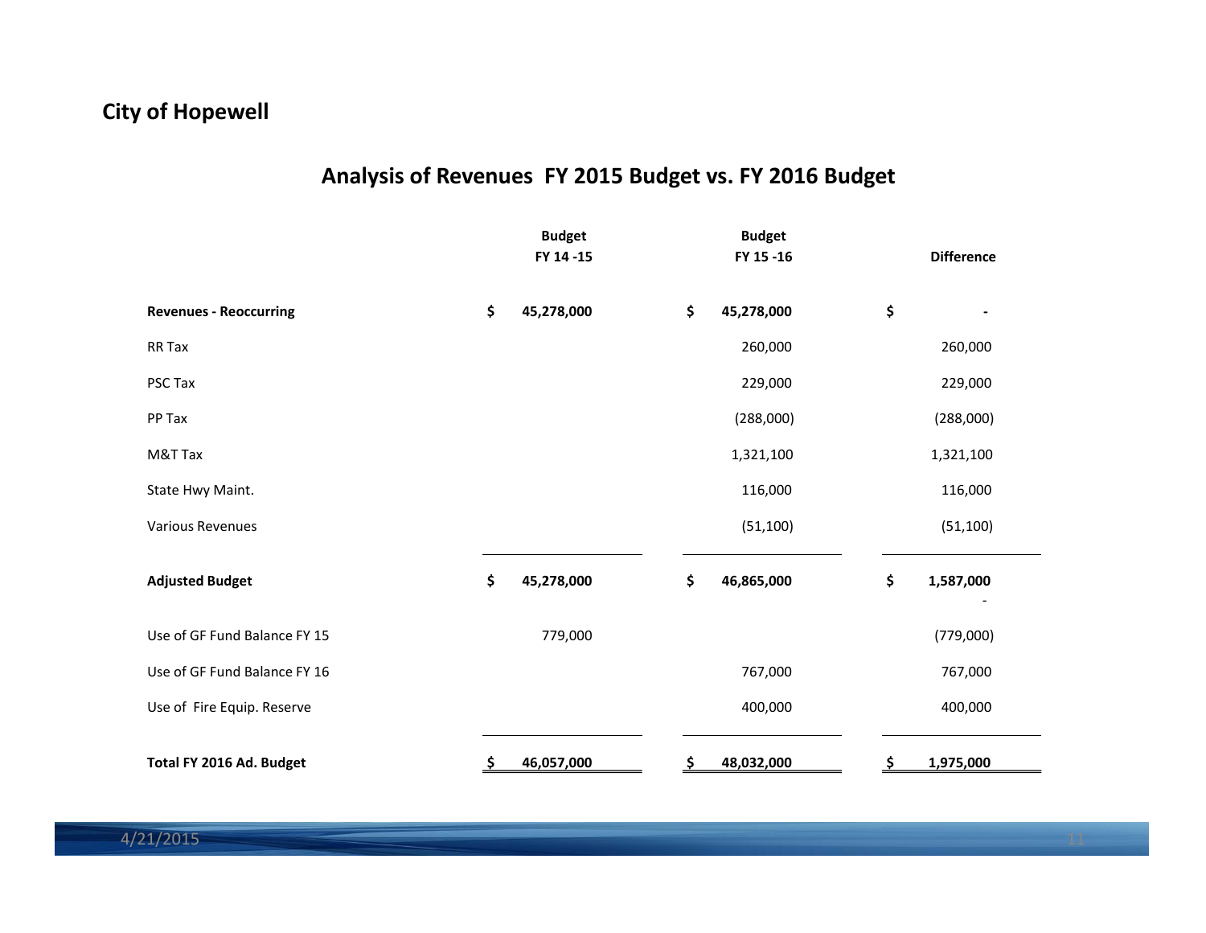**City of Hopewell**

## Analysis of Revenues FY 2015 Budget vs. FY 2016 Budget

| | Budget FY 14 -15 | Budget FY 15 -16 | Difference |
|---|---|---|---|
| **Revenues - Reoccurring** | **$ 45,278,000** | **$ 45,278,000** | **$ -** |
| RR Tax | | 260,000 | 260,000 |
| PSC Tax | | 229,000 | 229,000 |
| PP Tax | | (288,000) | (288,000) |
| M&T Tax | | 1,321,100 | 1,321,100 |
| State Hwy Maint. | | 116,000 | 116,000 |
| Various Revenues | | (51,100) | (51,100) |
| **Adjusted Budget** | **$ 45,278,000** | **$ 46,865,000** | **$ 1,587,000** |
| | | | - |
| Use of GF Fund Balance FY 15 | 779,000 | | (779,000) |
| Use of GF Fund Balance FY 16 | | 767,000 | 767,000 |
| Use of Fire Equip. Reserve | | 400,000 | 400,000 |
| **Total FY 2016 Ad. Budget** | **$ 46,057,000** | **$ 48,032,000** | **$ 1,975,000** |

4/21/2015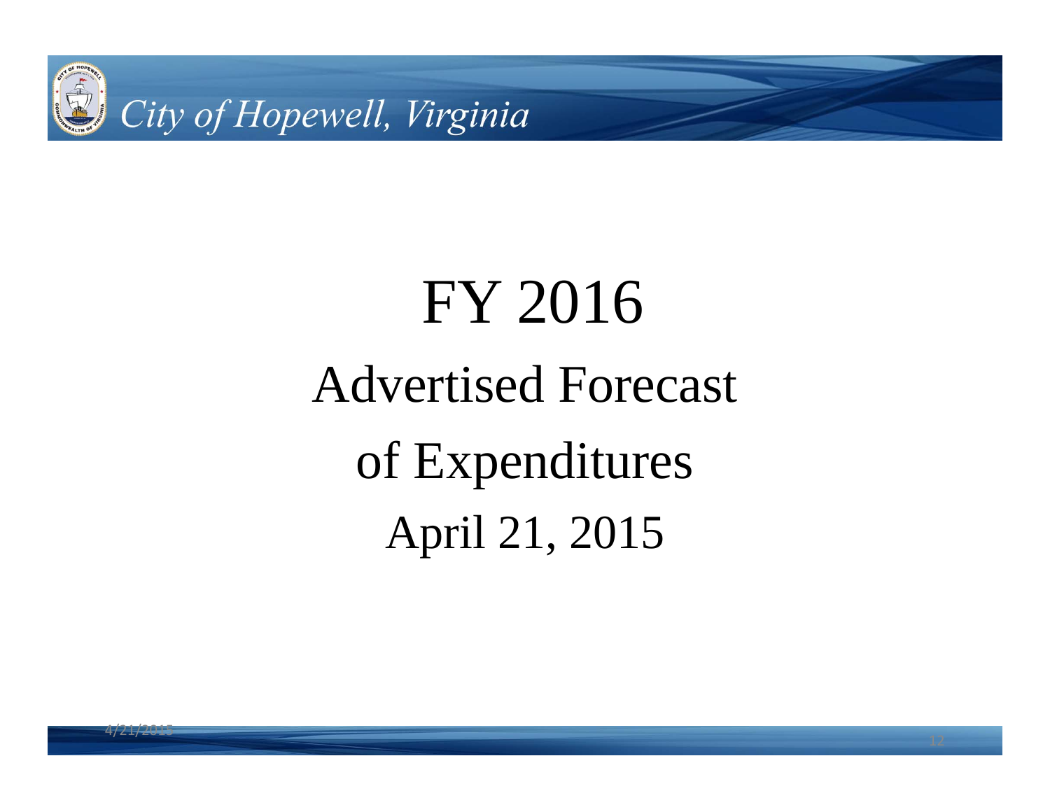# FY 2016

## Advertised Forecast of Expenditures

April 21, 2015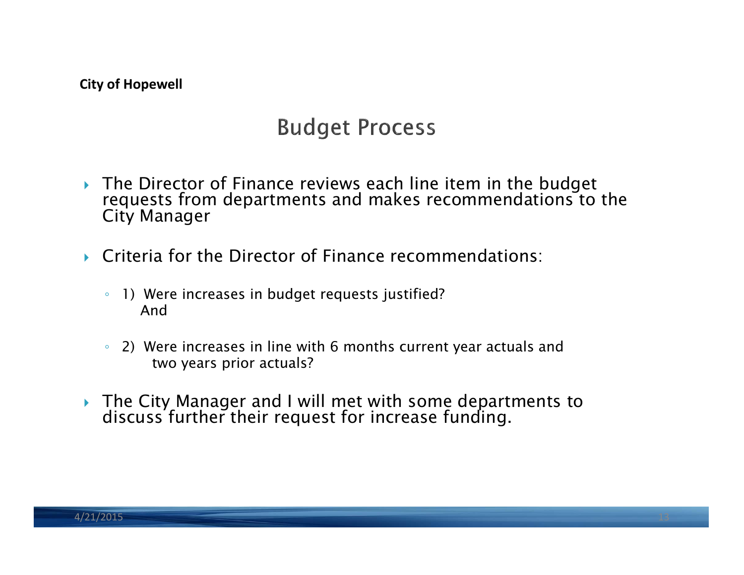City of Hopewell

# Budget Process

- The Director of Finance reviews each line item in the budget requests from departments and makes recommendations to the City Manager

- Criteria for the Director of Finance recommendations:

  - 1) Were increases in budget requests justified?
    And

  - 2) Were increases in line with 6 months current year actuals and two years prior actuals?

- The City Manager and I will met with some departments to discuss further their request for increase funding.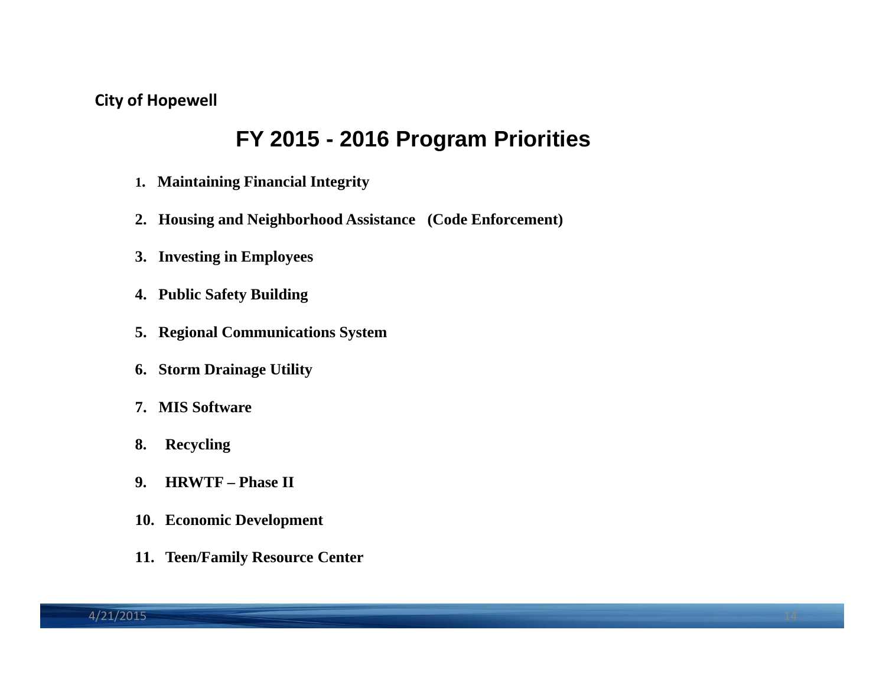City of Hopewell

# FY 2015 - 2016 Program Priorities

1. **Maintaining Financial Integrity**
2. **Housing and Neighborhood Assistance (Code Enforcement)**
3. **Investing in Employees**
4. **Public Safety Building**
5. **Regional Communications System**
6. **Storm Drainage Utility**
7. **MIS Software**
8. **Recycling**
9. **HRWTF – Phase II**
10. **Economic Development**
11. **Teen/Family Resource Center**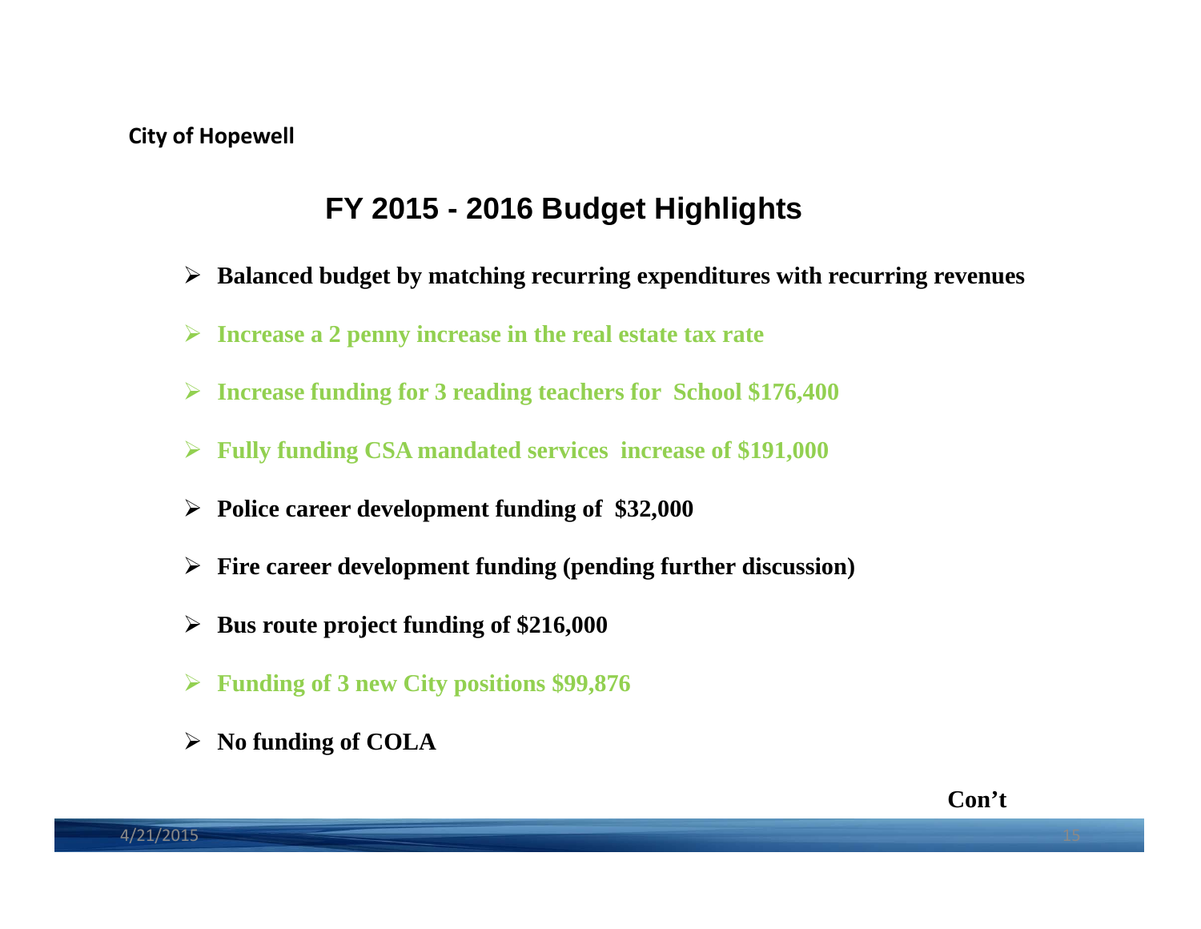City of Hopewell

# FY 2015 - 2016 Budget Highlights

- **Balanced budget by matching recurring expenditures with recurring revenues**
- **Increase a 2 penny increase in the real estate tax rate**
- **Increase funding for 3 reading teachers for School $176,400**
- **Fully funding CSA mandated services increase of $191,000**
- **Police career development funding of $32,000**
- **Fire career development funding (pending further discussion)**
- **Bus route project funding of $216,000**
- **Funding of 3 new City positions $99,876**
- **No funding of COLA**

**Con't**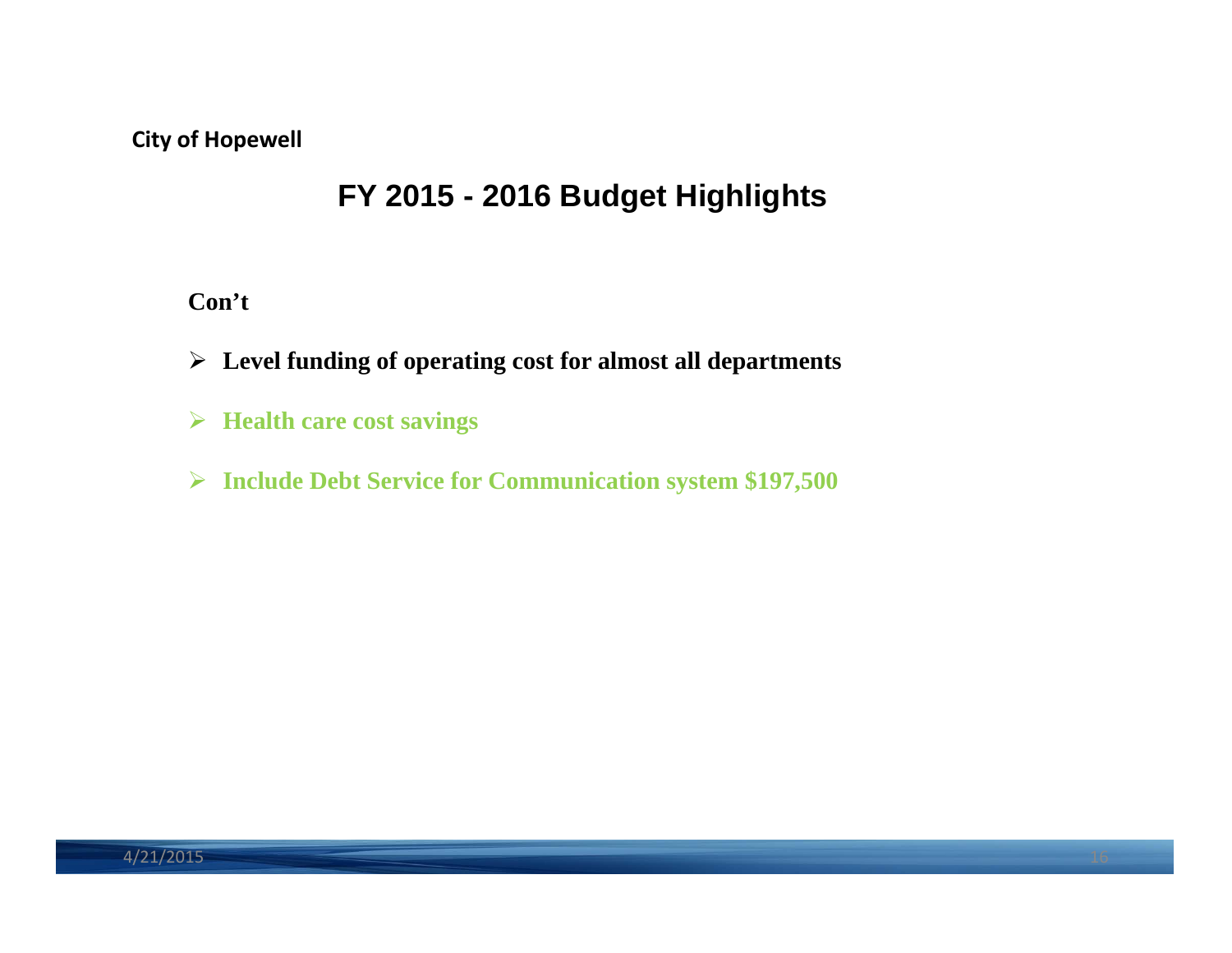City of Hopewell

# FY 2015 - 2016 Budget Highlights

**Con't**

- **Level funding of operating cost for almost all departments**
- **Health care cost savings**
- **Include Debt Service for Communication system $197,500**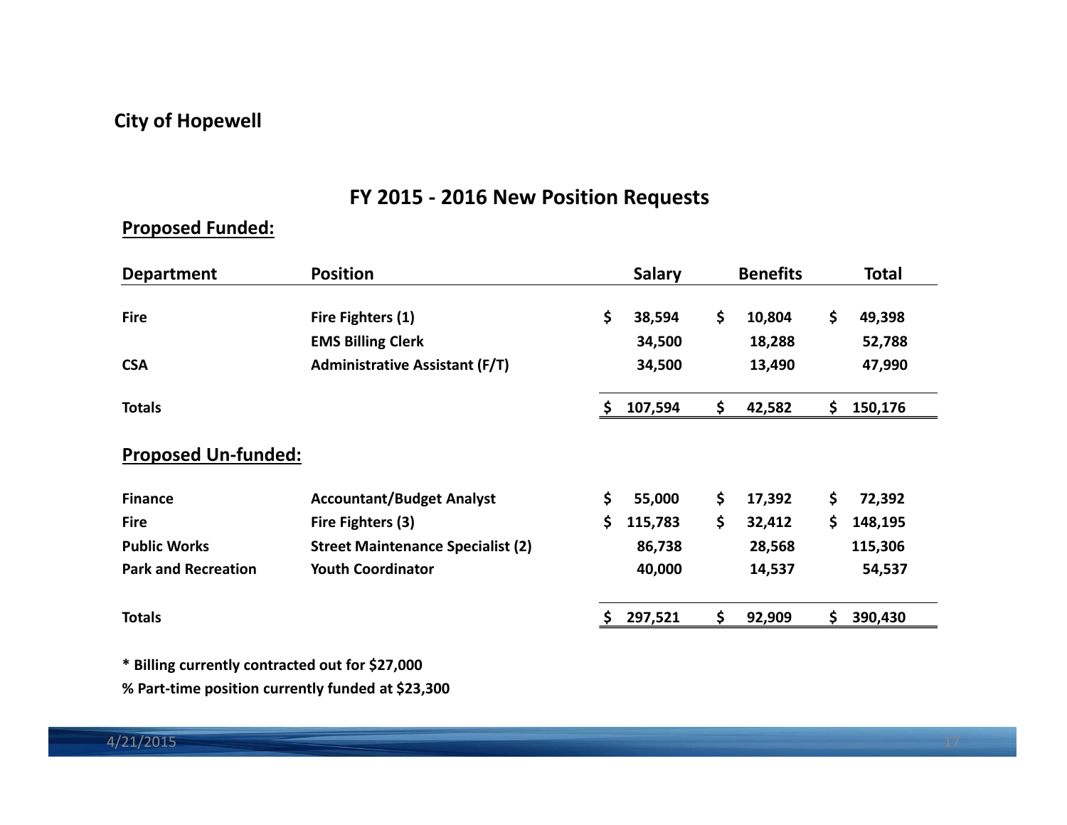**City of Hopewell**

## FY 2015 - 2016 New Position Requests

**Proposed Funded:**

| Department | Position | Salary | Benefits | Total |
|---|---|---|---|---|
| Fire | Fire Fighters (1) | $ 38,594 | $ 10,804 | $ 49,398 |
| | EMS Billing Clerk | 34,500 | 18,288 | 52,788 |
| CSA | Administrative Assistant (F/T) | 34,500 | 13,490 | 47,990 |
| Totals | | $ 107,594 | $ 42,582 | $ 150,176 |

**Proposed Un-funded:**

| Department | Position | Salary | Benefits | Total |
|---|---|---|---|---|
| Finance | Accountant/Budget Analyst | $ 55,000 | $ 17,392 | $ 72,392 |
| Fire | Fire Fighters (3) | $ 115,783 | $ 32,412 | $ 148,195 |
| Public Works | Street Maintenance Specialist (2) | 86,738 | 28,568 | 115,306 |
| Park and Recreation | Youth Coordinator | 40,000 | 14,537 | 54,537 |
| Totals | | $ 297,521 | $ 92,909 | $ 390,430 |

* Billing currently contracted out for $27,000

% Part-time position currently funded at $23,300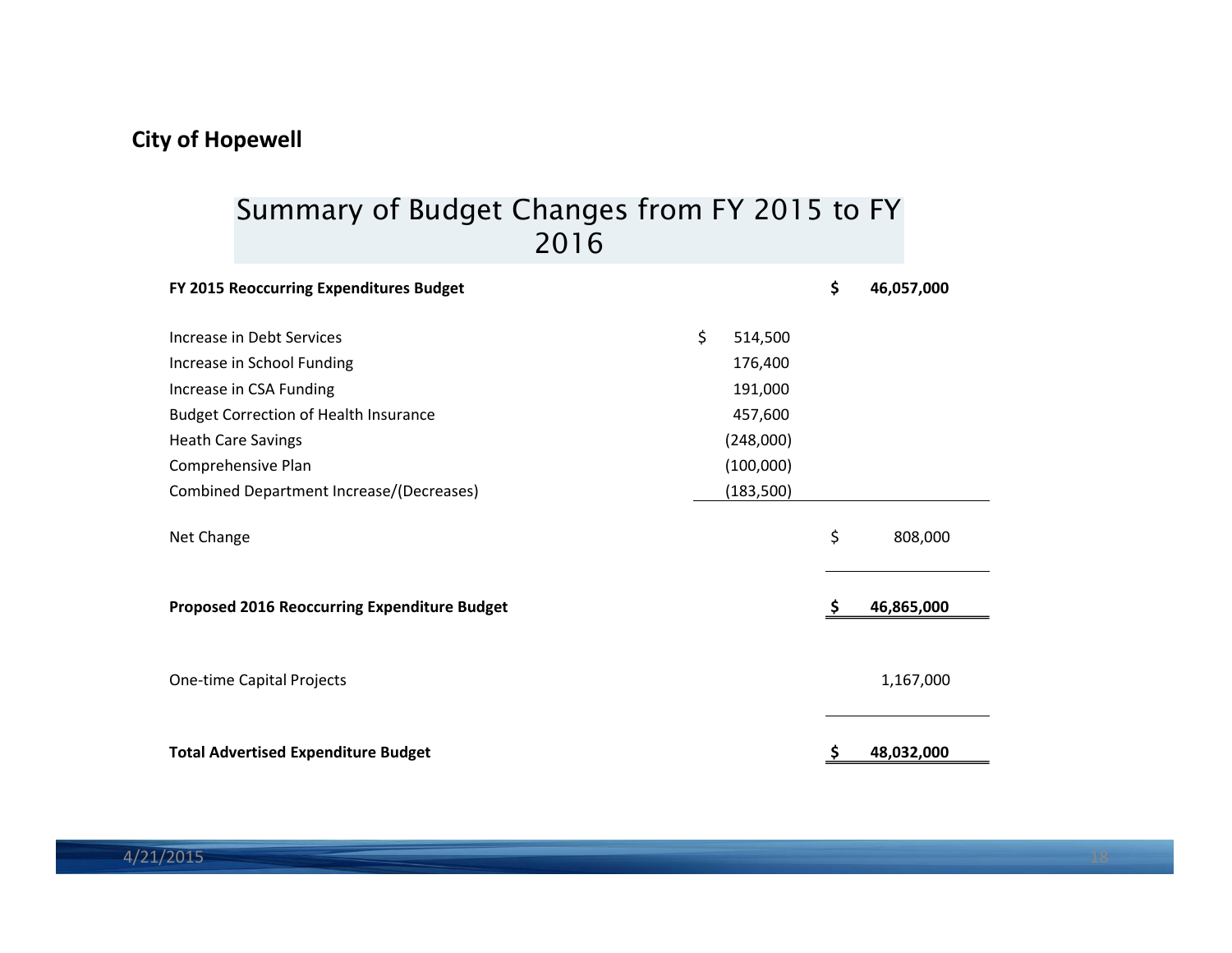**City of Hopewell**

# Summary of Budget Changes from FY 2015 to FY 2016

| | | |
|---|---|---|
| **FY 2015 Reoccurring Expenditures Budget** | | **$ 46,057,000** |
| Increase in Debt Services | $ 514,500 | |
| Increase in School Funding | 176,400 | |
| Increase in CSA Funding | 191,000 | |
| Budget Correction of Health Insurance | 457,600 | |
| Heath Care Savings | (248,000) | |
| Comprehensive Plan | (100,000) | |
| Combined Department Increase/(Decreases) | (183,500) | |
| Net Change | | $ 808,000 |
| **Proposed 2016 Reoccurring Expenditure Budget** | | **$ 46,865,000** |
| One-time Capital Projects | | 1,167,000 |
| **Total Advertised Expenditure Budget** | | **$ 48,032,000** |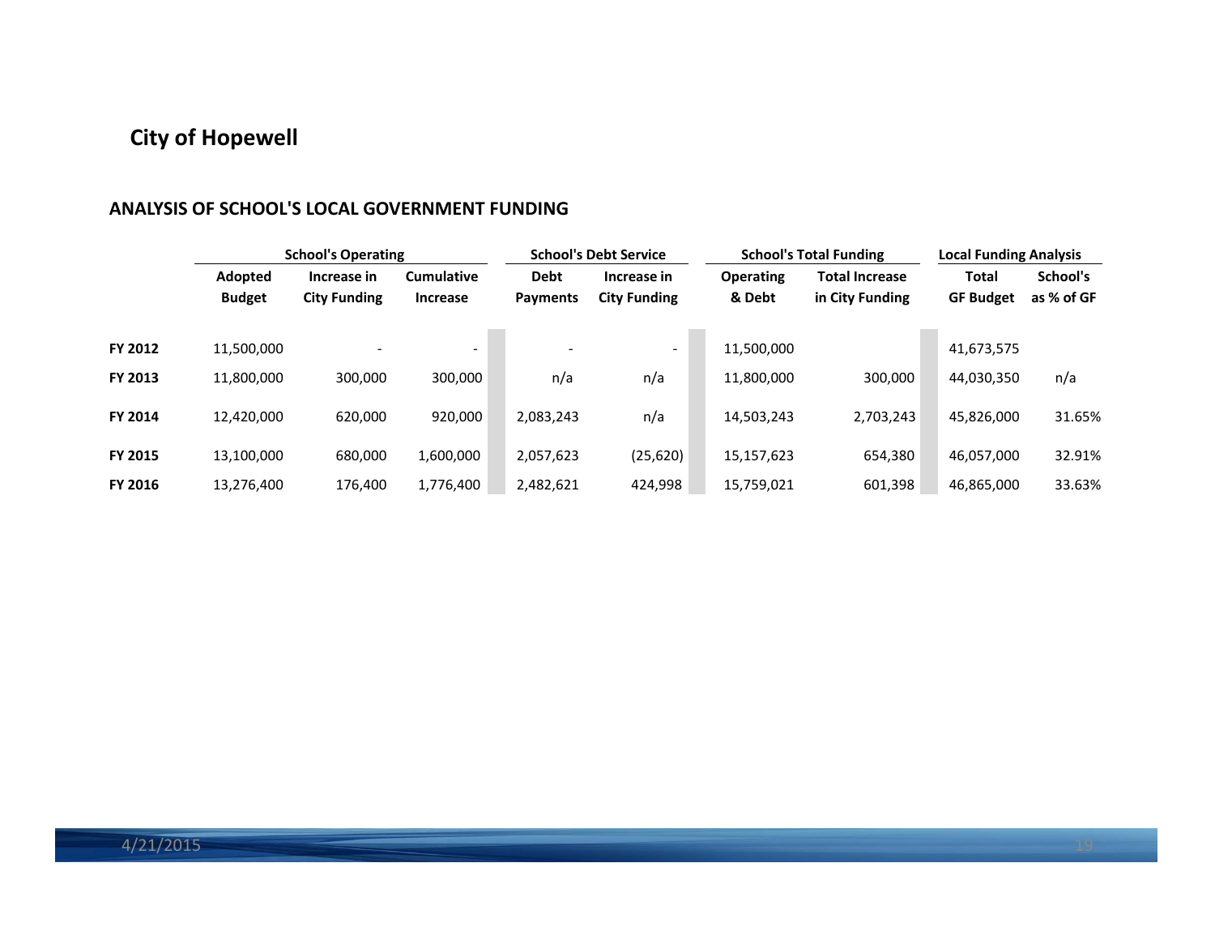## City of Hopewell

### ANALYSIS OF SCHOOL'S LOCAL GOVERNMENT FUNDING

| | School's Operating | | | School's Debt Service | | School's Total Funding | | Local Funding Analysis | |
|---|---|---|---|---|---|---|---|---|---|
| | Adopted Budget | Increase in City Funding | Cumulative Increase | Debt Payments | Increase in City Funding | Operating & Debt | Total Increase in City Funding | Total GF Budget | School's as % of GF |
| **FY 2012** | 11,500,000 | - | - | - | - | 11,500,000 | | 41,673,575 | |
| **FY 2013** | 11,800,000 | 300,000 | 300,000 | n/a | n/a | 11,800,000 | 300,000 | 44,030,350 | n/a |
| **FY 2014** | 12,420,000 | 620,000 | 920,000 | 2,083,243 | n/a | 14,503,243 | 2,703,243 | 45,826,000 | 31.65% |
| **FY 2015** | 13,100,000 | 680,000 | 1,600,000 | 2,057,623 | (25,620) | 15,157,623 | 654,380 | 46,057,000 | 32.91% |
| **FY 2016** | 13,276,400 | 176,400 | 1,776,400 | 2,482,621 | 424,998 | 15,759,021 | 601,398 | 46,865,000 | 33.63% |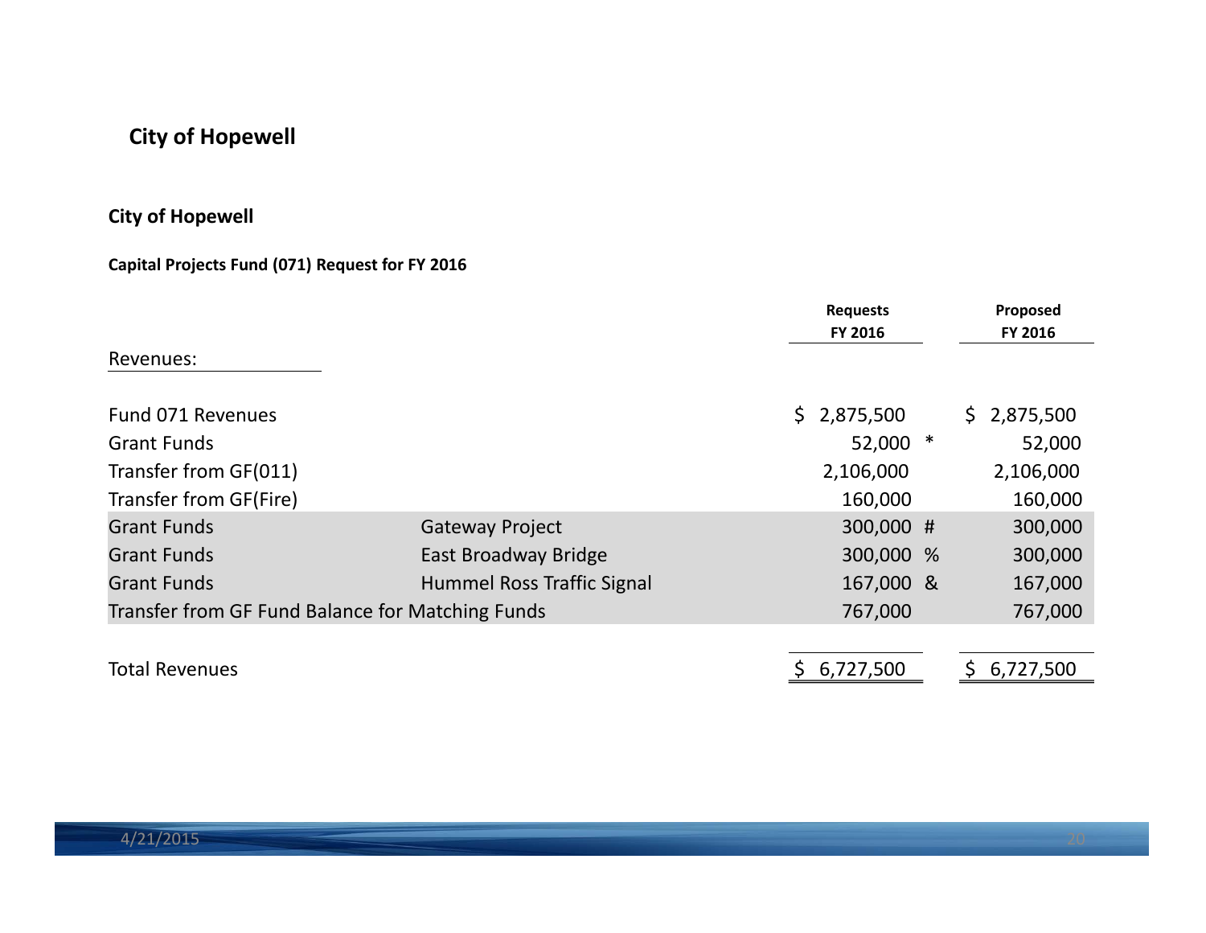# City of Hopewell

## City of Hopewell

### Capital Projects Fund (071) Request for FY 2016

| Revenues: | | Requests FY 2016 | | Proposed FY 2016 |
|---|---|---|---|---|
| Fund 071 Revenues | | $ 2,875,500 | | $ 2,875,500 |
| Grant Funds | | 52,000 | * | 52,000 |
| Transfer from GF(011) | | 2,106,000 | | 2,106,000 |
| Transfer from GF(Fire) | | 160,000 | | 160,000 |
| Grant Funds | Gateway Project | 300,000 | # | 300,000 |
| Grant Funds | East Broadway Bridge | 300,000 | % | 300,000 |
| Grant Funds | Hummel Ross Traffic Signal | 167,000 | & | 167,000 |
| Transfer from GF Fund Balance for Matching Funds | | 767,000 | | 767,000 |
| Total Revenues | | $ 6,727,500 | | $ 6,727,500 |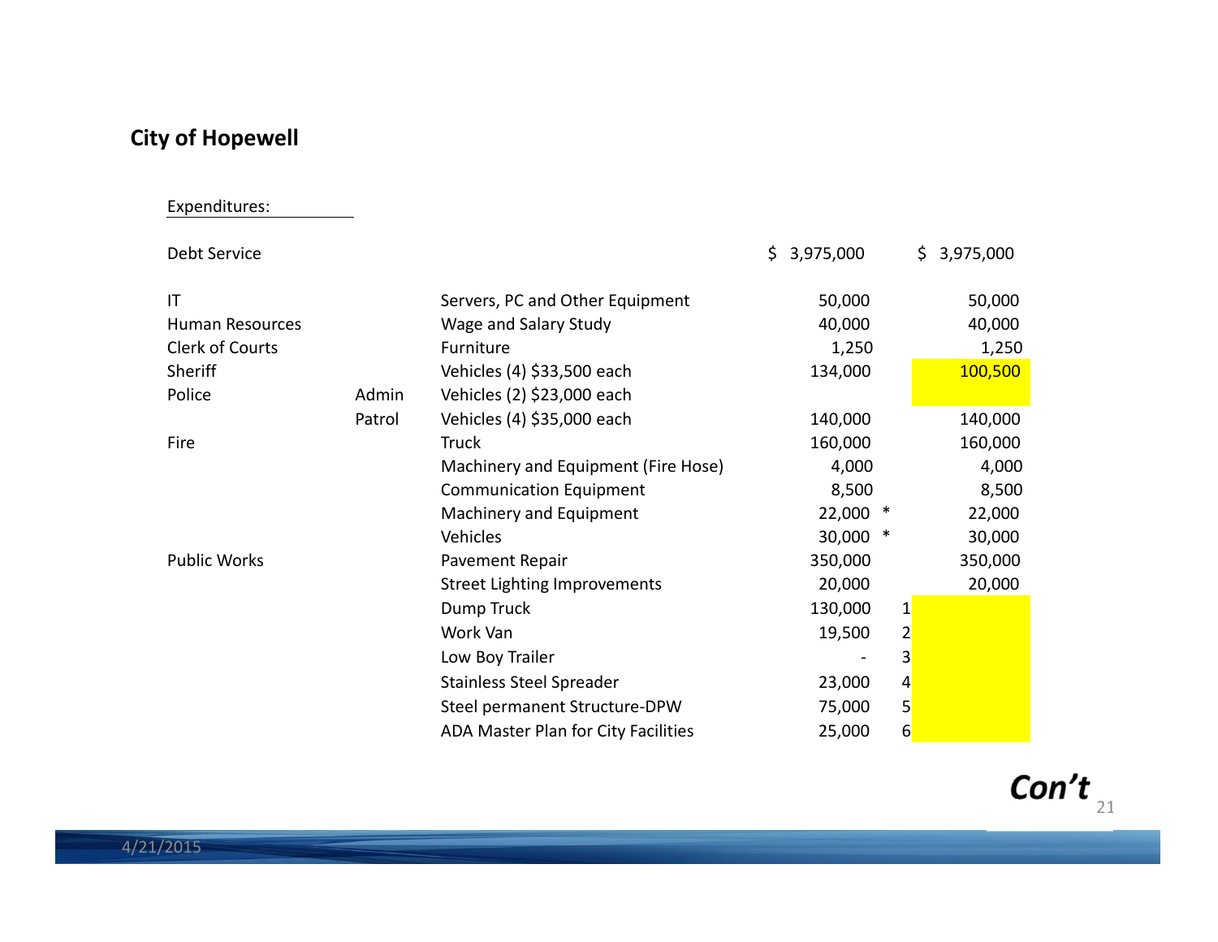## City of Hopewell

Expenditures:

| | | | | | |
|---|---|---|---|---|---|
| Debt Service | | | $ 3,975,000 | | $ 3,975,000 |
| IT | | Servers, PC and Other Equipment | 50,000 | | 50,000 |
| Human Resources | | Wage and Salary Study | 40,000 | | 40,000 |
| Clerk of Courts | | Furniture | 1,250 | | 1,250 |
| Sheriff | | Vehicles (4) $33,500 each | 134,000 | | 100,500 |
| Police | Admin | Vehicles (2) $23,000 each | | | |
| | Patrol | Vehicles (4) $35,000 each | 140,000 | | 140,000 |
| Fire | | Truck | 160,000 | | 160,000 |
| | | Machinery and Equipment (Fire Hose) | 4,000 | | 4,000 |
| | | Communication Equipment | 8,500 | | 8,500 |
| | | Machinery and Equipment | 22,000 | * | 22,000 |
| | | Vehicles | 30,000 | * | 30,000 |
| Public Works | | Pavement Repair | 350,000 | | 350,000 |
| | | Street Lighting Improvements | 20,000 | | 20,000 |
| | | Dump Truck | 130,000 | 1 | |
| | | Work Van | 19,500 | 2 | |
| | | Low Boy Trailer | - | 3 | |
| | | Stainless Steel Spreader | 23,000 | 4 | |
| | | Steel permanent Structure-DPW | 75,000 | 5 | |
| | | ADA Master Plan for City Facilities | 25,000 | 6 | |

*Con't*

4/21/2015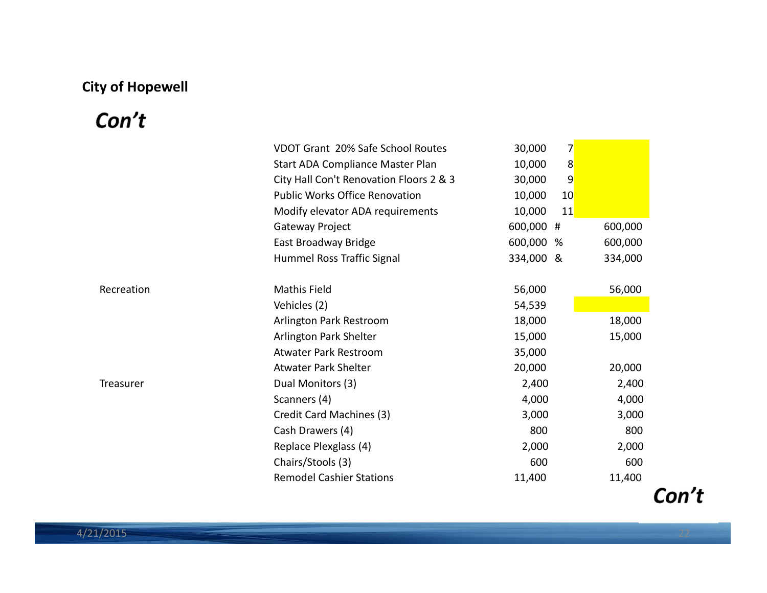**City of Hopewell**

***Con't***

| Department | Item | Requested | Ref | Approved |
|---|---|---|---|---|
| | VDOT Grant 20% Safe School Routes | 30,000 | 7 | |
| | Start ADA Compliance Master Plan | 10,000 | 8 | |
| | City Hall Con't Renovation Floors 2 & 3 | 30,000 | 9 | |
| | Public Works Office Renovation | 10,000 | 10 | |
| | Modify elevator ADA requirements | 10,000 | 11 | |
| | Gateway Project | 600,000 | # | 600,000 |
| | East Broadway Bridge | 600,000 | % | 600,000 |
| | Hummel Ross Traffic Signal | 334,000 | & | 334,000 |
| Recreation | Mathis Field | 56,000 | | 56,000 |
| | Vehicles (2) | 54,539 | | |
| | Arlington Park Restroom | 18,000 | | 18,000 |
| | Arlington Park Shelter | 15,000 | | 15,000 |
| | Atwater Park Restroom | 35,000 | | |
| | Atwater Park Shelter | 20,000 | | 20,000 |
| Treasurer | Dual Monitors (3) | 2,400 | | 2,400 |
| | Scanners (4) | 4,000 | | 4,000 |
| | Credit Card Machines (3) | 3,000 | | 3,000 |
| | Cash Drawers (4) | 800 | | 800 |
| | Replace Plexglass (4) | 2,000 | | 2,000 |
| | Chairs/Stools (3) | 600 | | 600 |
| | Remodel Cashier Stations | 11,400 | | 11,400 |

***Con't***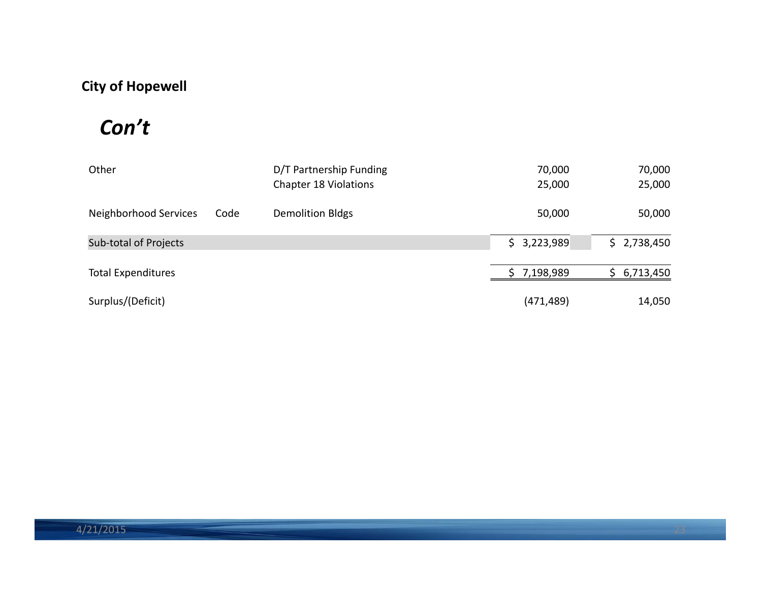**City of Hopewell**

## *Con't*

| | | | | |
|---|---|---|---|---|
| Other | | D/T Partnership Funding | 70,000 | 70,000 |
| | | Chapter 18 Violations | 25,000 | 25,000 |
| Neighborhood Services | Code | Demolition Bldgs | 50,000 | 50,000 |
| Sub-total of Projects | | | $ 3,223,989 | $ 2,738,450 |
| Total Expenditures | | | $ 7,198,989 | $ 6,713,450 |
| Surplus/(Deficit) | | | (471,489) | 14,050 |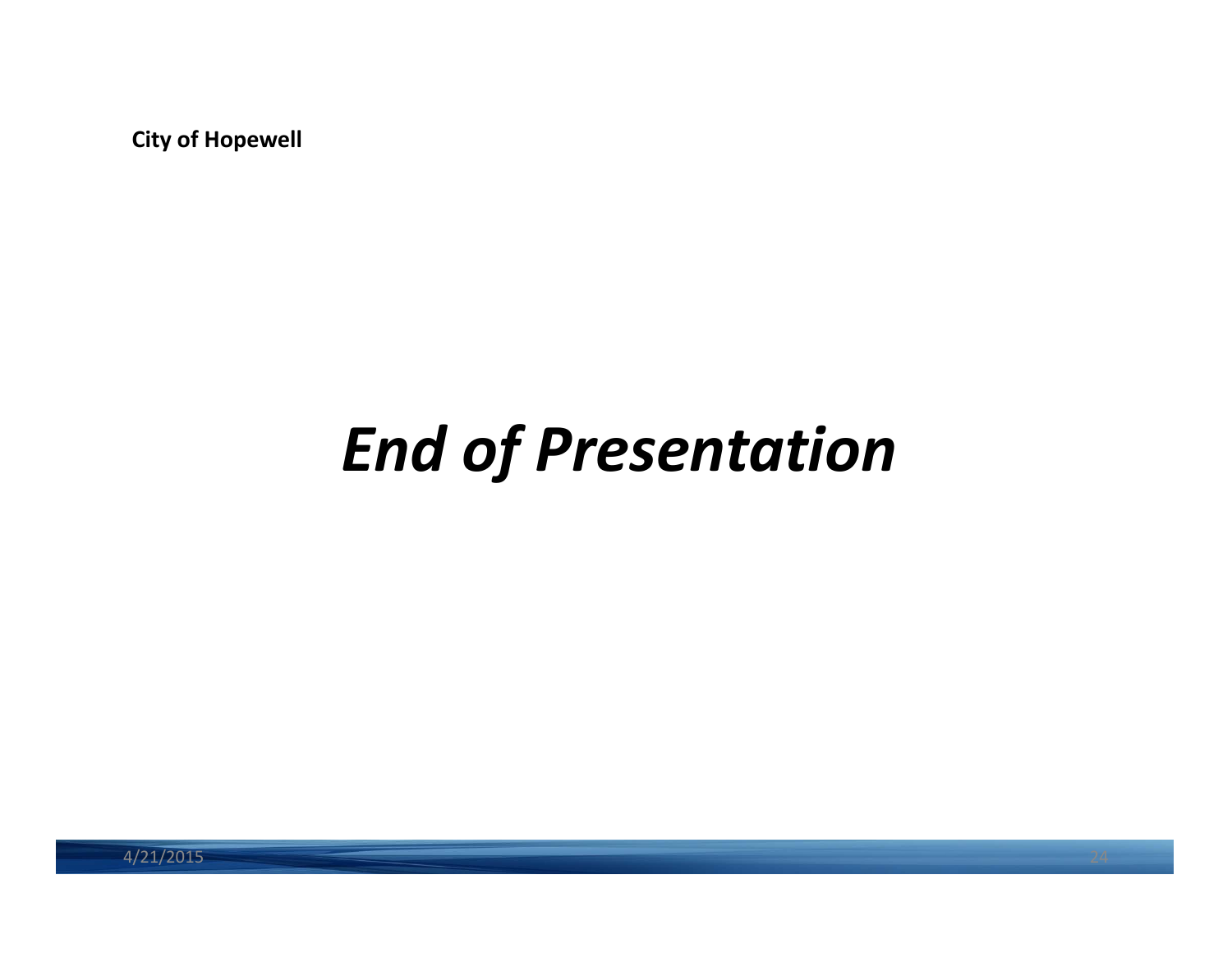City of Hopewell

# *End of Presentation*